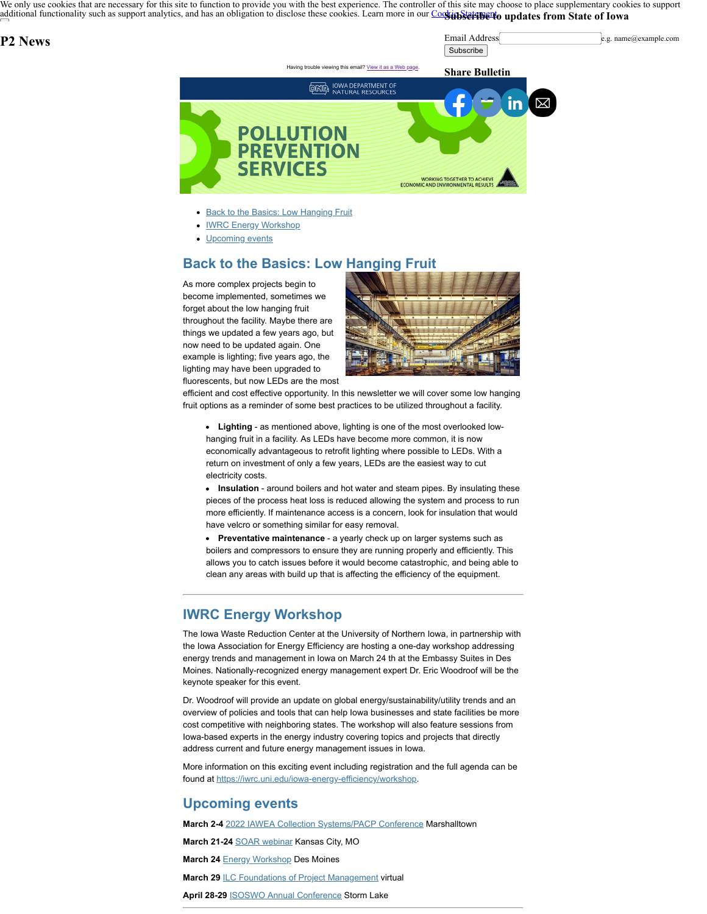We only use cookies that are necessary for this site to function to provide you with the best experience. The controller of this site may choose to place supplementary cookies to support additional functionality such as support analytics, and has an obligation to disclose these cookies. Learn more in our Cookie Statement.

# P2 News

## Subscribe to updates from State of Iowa

Email Address e.g. name@example.com

Subscribe

## Share Bulletin

Having trouble viewing this email? View it as a Web page.

IOWA DEPARTMENT OF NATURAL RESOURCES

POLLUTION PREVENTION SERVICES

WORKING TOGETHER TO ACHIEVE ECONOMIC AND ENVIRONMENTAL RESULTS

- Back to the Basics: Low Hanging Fruit
- IWRC Energy Workshop
- Upcoming events

## Back to the Basics: Low Hanging Fruit

As more complex projects begin to become implemented, sometimes we forget about the low hanging fruit throughout the facility. Maybe there are things we updated a few years ago, but now need to be updated again. One example is lighting; five years ago, the lighting may have been upgraded to fluorescents, but now LEDs are the most efficient and cost effective opportunity. In this newsletter we will cover some low hanging fruit options as a reminder of some best practices to be utilized throughout a facility.

- **Lighting** - as mentioned above, lighting is one of the most overlooked low-hanging fruit in a facility. As LEDs have become more common, it is now economically advantageous to retrofit lighting where possible to LEDs. With a return on investment of only a few years, LEDs are the easiest way to cut electricity costs.
- **Insulation** - around boilers and hot water and steam pipes. By insulating these pieces of the process heat loss is reduced allowing the system and process to run more efficiently. If maintenance access is a concern, look for insulation that would have velcro or something similar for easy removal.
- **Preventative maintenance** - a yearly check up on larger systems such as boilers and compressors to ensure they are running properly and efficiently. This allows you to catch issues before it would become catastrophic, and being able to clean any areas with build up that is affecting the efficiency of the equipment.

---

## IWRC Energy Workshop

The Iowa Waste Reduction Center at the University of Northern Iowa, in partnership with the Iowa Association for Energy Efficiency are hosting a one-day workshop addressing energy trends and management in Iowa on March 24 th at the Embassy Suites in Des Moines. Nationally-recognized energy management expert Dr. Eric Woodroof will be the keynote speaker for this event.

Dr. Woodroof will provide an update on global energy/sustainability/utility trends and an overview of policies and tools that can help Iowa businesses and state facilities be more cost competitive with neighboring states. The workshop will also feature sessions from Iowa-based experts in the energy industry covering topics and projects that directly address current and future energy management issues in Iowa.

More information on this exciting event including registration and the full agenda can be found at https://iwrc.uni.edu/iowa-energy-efficiency/workshop.

## Upcoming events

**March 2-4** 2022 IAWEA Collection Systems/PACP Conference Marshalltown

**March 21-24** SOAR webinar Kansas City, MO

**March 24** Energy Workshop Des Moines

**March 29** ILC Foundations of Project Management virtual

**April 28-29** ISOSWO Annual Conference Storm Lake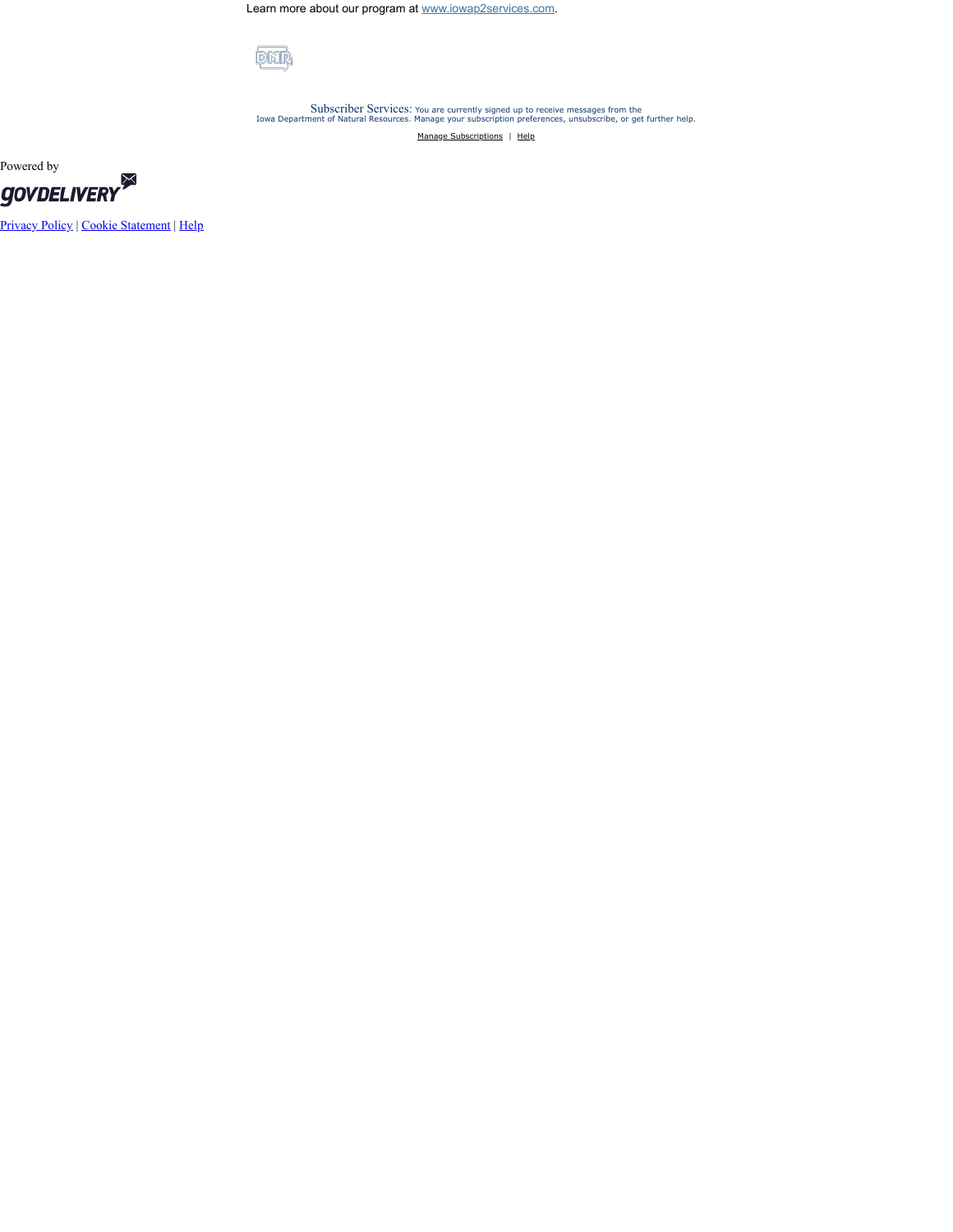Learn more about our program at [www.iowap2services.com](www.iowap2services.com).

DNR

Subscriber Services: You are currently signed up to receive messages from the Iowa Department of Natural Resources. Manage your subscription preferences, unsubscribe, or get further help.

Manage Subscriptions | Help

Powered by

GOVDELIVERY

Privacy Policy | Cookie Statement | Help